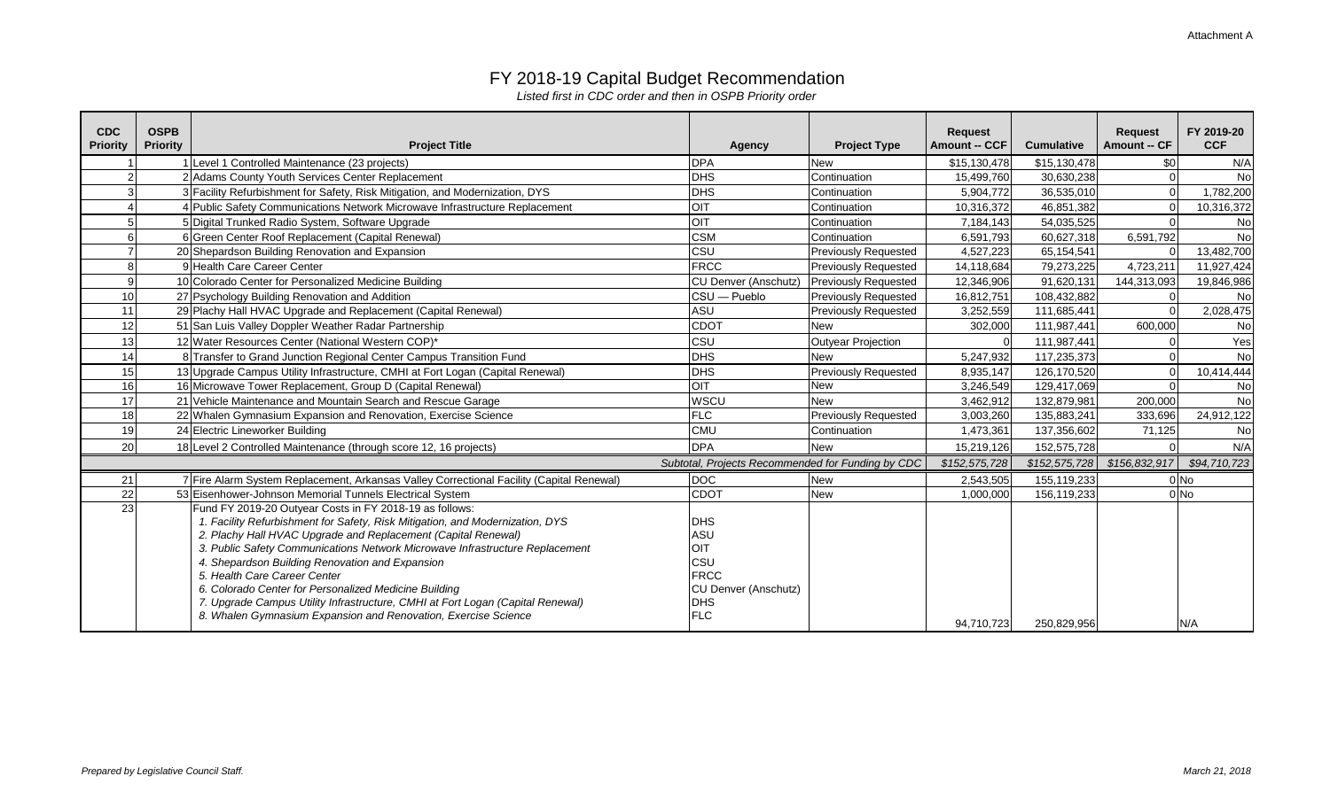Attachment A

# FY 2018-19 Capital Budget Recommendation

*Listed first in CDC order and then in OSPB Priority order*

| CDC Priority | OSPB Priority | Project Title | Agency | Project Type | Request Amount -- CCF | Cumulative | Request Amount -- CF | FY 2019-20 CCF |
|---|---|---|---|---|---|---|---|---|
| 1 | 1 | Level 1 Controlled Maintenance (23 projects) | DPA | New | $15,130,478 | $15,130,478 | $0 | N/A |
| 2 | 2 | Adams County Youth Services Center Replacement | DHS | Continuation | 15,499,760 | 30,630,238 | 0 | No |
| 3 | 3 | Facility Refurbishment for Safety, Risk Mitigation, and Modernization, DYS | DHS | Continuation | 5,904,772 | 36,535,010 | 0 | 1,782,200 |
| 4 | 4 | Public Safety Communications Network Microwave Infrastructure Replacement | OIT | Continuation | 10,316,372 | 46,851,382 | 0 | 10,316,372 |
| 5 | 5 | Digital Trunked Radio System, Software Upgrade | OIT | Continuation | 7,184,143 | 54,035,525 | 0 | No |
| 6 | 6 | Green Center Roof Replacement (Capital Renewal) | CSM | Continuation | 6,591,793 | 60,627,318 | 6,591,792 | No |
| 7 | 20 | Shepardson Building Renovation and Expansion | CSU | Previously Requested | 4,527,223 | 65,154,541 | 0 | 13,482,700 |
| 8 | 9 | Health Care Career Center | FRCC | Previously Requested | 14,118,684 | 79,273,225 | 4,723,211 | 11,927,424 |
| 9 | 10 | Colorado Center for Personalized Medicine Building | CU Denver (Anschutz) | Previously Requested | 12,346,906 | 91,620,131 | 144,313,093 | 19,846,986 |
| 10 | 27 | Psychology Building Renovation and Addition | CSU — Pueblo | Previously Requested | 16,812,751 | 108,432,882 | 0 | No |
| 11 | 29 | Plachy Hall HVAC Upgrade and Replacement (Capital Renewal) | ASU | Previously Requested | 3,252,559 | 111,685,441 | 0 | 2,028,475 |
| 12 | 51 | San Luis Valley Doppler Weather Radar Partnership | CDOT | New | 302,000 | 111,987,441 | 600,000 | No |
| 13 | 12 | Water Resources Center (National Western COP)* | CSU | Outyear Projection | 0 | 111,987,441 | 0 | Yes |
| 14 | 8 | Transfer to Grand Junction Regional Center Campus Transition Fund | DHS | New | 5,247,932 | 117,235,373 | 0 | No |
| 15 | 13 | Upgrade Campus Utility Infrastructure, CMHI at Fort Logan (Capital Renewal) | DHS | Previously Requested | 8,935,147 | 126,170,520 | 0 | 10,414,444 |
| 16 | 16 | Microwave Tower Replacement, Group D (Capital Renewal) | OIT | New | 3,246,549 | 129,417,069 | 0 | No |
| 17 | 21 | Vehicle Maintenance and Mountain Search and Rescue Garage | WSCU | New | 3,462,912 | 132,879,981 | 200,000 | No |
| 18 | 22 | Whalen Gymnasium Expansion and Renovation, Exercise Science | FLC | Previously Requested | 3,003,260 | 135,883,241 | 333,696 | 24,912,122 |
| 19 | 24 | Electric Lineworker Building | CMU | Continuation | 1,473,361 | 137,356,602 | 71,125 | No |
| 20 | 18 | Level 2 Controlled Maintenance (through score 12, 16 projects) | DPA | New | 15,219,126 | 152,575,728 | 0 | N/A |
| | | | *Subtotal, Projects Recommended for Funding by CDC* | | *$152,575,728* | *$152,575,728* | *$156,832,917* | *$94,710,723* |
| 21 | 7 | Fire Alarm System Replacement, Arkansas Valley Correctional Facility (Capital Renewal) | DOC | New | 2,543,505 | 155,119,233 | 0 | No |
| 22 | 53 | Eisenhower-Johnson Memorial Tunnels Electrical System | CDOT | New | 1,000,000 | 156,119,233 | 0 | No |
| 23 | | Fund FY 2019-20 Outyear Costs in FY 2018-19 as follows:<br>*1. Facility Refurbishment for Safety, Risk Mitigation, and Modernization, DYS*<br>*2. Plachy Hall HVAC Upgrade and Replacement (Capital Renewal)*<br>*3. Public Safety Communications Network Microwave Infrastructure Replacement*<br>*4. Shepardson Building Renovation and Expansion*<br>*5. Health Care Career Center*<br>*6. Colorado Center for Personalized Medicine Building*<br>*7. Upgrade Campus Utility Infrastructure, CMHI at Fort Logan (Capital Renewal)*<br>*8. Whalen Gymnasium Expansion and Renovation, Exercise Science* | DHS<br>ASU<br>OIT<br>CSU<br>FRCC<br>CU Denver (Anschutz)<br>DHS<br>FLC | | 94,710,723 | 250,829,956 | | N/A |

*Prepared by Legislative Council Staff.*

*March 21, 2018*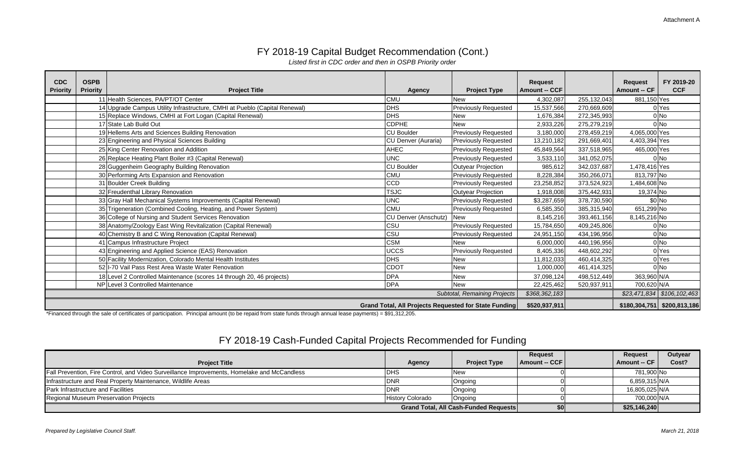Attachment A

# FY 2018-19 Capital Budget Recommendation (Cont.)

*Listed first in CDC order and then in OSPB Priority order*

| CDC Priority | OSPB Priority | Project Title | Agency | Project Type | Request Amount -- CCF | | Request Amount -- CF | FY 2019-20 CCF |
|---|---|---|---|---|---|---|---|---|
| | 11 | Health Sciences, PA/PT/OT Center | CMU | New | 4,302,087 | 255,132,043 | 881,150 | Yes |
| | 14 | Upgrade Campus Utility Infrastructure, CMHI at Pueblo (Capital Renewal) | DHS | Previously Requested | 15,537,566 | 270,669,609 | 0 | Yes |
| | 15 | Replace Windows, CMHI at Fort Logan (Capital Renewal) | DHS | New | 1,676,384 | 272,345,993 | 0 | No |
| | 17 | State Lab Build Out | CDPHE | New | 2,933,226 | 275,279,219 | 0 | No |
| | 19 | Hellems Arts and Sciences Building Renovation | CU Boulder | Previously Requested | 3,180,000 | 278,459,219 | 4,065,000 | Yes |
| | 23 | Engineering and Physical Sciences Building | CU Denver (Auraria) | Previously Requested | 13,210,182 | 291,669,401 | 4,403,394 | Yes |
| | 25 | King Center Renovation and Addition | AHEC | Previously Requested | 45,849,564 | 337,518,965 | 465,000 | Yes |
| | 26 | Replace Heating Plant Boiler #3 (Capital Renewal) | UNC | Previously Requested | 3,533,110 | 341,052,075 | 0 | No |
| | 28 | Guggenheim Geography Building Renovation | CU Boulder | Outyear Projection | 985,612 | 342,037,687 | 1,478,416 | Yes |
| | 30 | Performing Arts Expansion and Renovation | CMU | Previously Requested | 8,228,384 | 350,266,071 | 813,797 | No |
| | 31 | Boulder Creek Building | CCD | Previously Requested | 23,258,852 | 373,524,923 | 1,484,608 | No |
| | 32 | Freudenthal Library Renovation | TSJC | Outyear Projection | 1,918,008 | 375,442,931 | 19,374 | No |
| | 33 | Gray Hall Mechanical Systems Improvements (Capital Renewal) | UNC | Previously Requested | $3,287,659 | 378,730,590 | $0 | No |
| | 35 | Trigeneration (Combined Cooling, Heating, and Power System) | CMU | Previously Requested | 6,585,350 | 385,315,940 | 651,299 | No |
| | 36 | College of Nursing and Student Services Renovation | CU Denver (Anschutz) | New | 8,145,216 | 393,461,156 | 8,145,216 | No |
| | 38 | Anatomy/Zoology East Wing Revitalization (Capital Renewal) | CSU | Previously Requested | 15,784,650 | 409,245,806 | 0 | No |
| | 40 | Chemistry B and C Wing Renovation (Capital Renewal) | CSU | Previously Requested | 24,951,150 | 434,196,956 | 0 | No |
| | 41 | Campus Infrastructure Project | CSM | New | 6,000,000 | 440,196,956 | 0 | No |
| | 43 | Engineering and Applied Science (EAS) Renovation | UCCS | Previously Requested | 8,405,336 | 448,602,292 | 0 | Yes |
| | 50 | Facility Modernization, Colorado Mental Health Institutes | DHS | New | 11,812,033 | 460,414,325 | 0 | Yes |
| | 52 | I-70 Vail Pass Rest Area Waste Water Renovation | CDOT | New | 1,000,000 | 461,414,325 | 0 | No |
| | 18 | Level 2 Controlled Maintenance (scores 14 through 20, 46 projects) | DPA | New | 37,098,124 | 498,512,449 | 363,960 | N/A |
| | NP | Level 3 Controlled Maintenance | DPA | New | 22,425,462 | 520,937,911 | 700,620 | N/A |
| | | | | *Subtotal, Remaining Projects* | *$368,362,183* | | *$23,471,834* | *$106,102,463* |
| | | | | **Grand Total, All Projects Requested for State Funding** | **$520,937,911** | | **$180,304,751** | **$200,813,186** |

*Financed through the sale of certificates of participation. Principal amount (to be repaid from state funds through annual lease payments) = $91,312,205.

# FY 2018-19 Cash-Funded Capital Projects Recommended for Funding

| Project Title | Agency | Project Type | Request Amount -- CCF | | Request Amount -- CF | Outyear Cost? |
|---|---|---|---|---|---|---|
| Fall Prevention, Fire Control, and Video Surveillance Improvements, Homelake and McCandless | DHS | New | 0 | | 781,900 | No |
| Infrastructure and Real Property Maintenance, Wildlife Areas | DNR | Ongoing | 0 | | 6,859,315 | N/A |
| Park Infrastructure and Facilities | DNR | Ongoing | 0 | | 16,805,025 | N/A |
| Regional Museum Preservation Projects | History Colorado | Ongoing | 0 | | 700,000 | N/A |
| | | **Grand Total, All Cash-Funded Requests** | **$0** | | **$25,146,240** | |

*Prepared by Legislative Council Staff.*

*March 21, 2018*